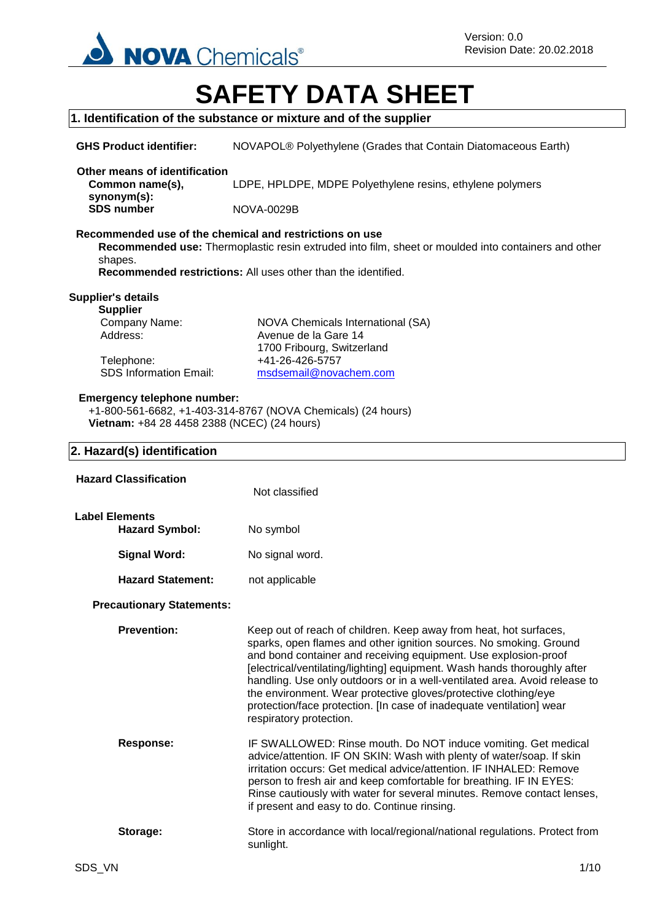Version: 0.0
Revision Date: 20.02.2018

# SAFETY DATA SHEET

## 1. Identification of the substance or mixture and of the supplier

**GHS Product identifier:** NOVAPOL® Polyethylene (Grades that Contain Diatomaceous Earth)

**Other means of identification**

**Common name(s), synonym(s):** LDPE, HPLDPE, MDPE Polyethylene resins, ethylene polymers

**SDS number** NOVA-0029B

**Recommended use of the chemical and restrictions on use**

**Recommended use:** Thermoplastic resin extruded into film, sheet or moulded into containers and other shapes.

**Recommended restrictions:** All uses other than the identified.

**Supplier's details**

**Supplier**

Company Name: NOVA Chemicals International (SA)
Address: Avenue de la Gare 14
1700 Fribourg, Switzerland
Telephone: +41-26-426-5757
SDS Information Email: msdsemail@novachem.com

**Emergency telephone number:**
+1-800-561-6682, +1-403-314-8767 (NOVA Chemicals) (24 hours)
**Vietnam:** +84 28 4458 2388 (NCEC) (24 hours)

## 2. Hazard(s) identification

**Hazard Classification** Not classified

**Label Elements**

**Hazard Symbol:** No symbol

**Signal Word:** No signal word.

**Hazard Statement:** not applicable

**Precautionary Statements:**

**Prevention:** Keep out of reach of children. Keep away from heat, hot surfaces, sparks, open flames and other ignition sources. No smoking. Ground and bond container and receiving equipment. Use explosion-proof [electrical/ventilating/lighting] equipment. Wash hands thoroughly after handling. Use only outdoors or in a well-ventilated area. Avoid release to the environment. Wear protective gloves/protective clothing/eye protection/face protection. [In case of inadequate ventilation] wear respiratory protection.

**Response:** IF SWALLOWED: Rinse mouth. Do NOT induce vomiting. Get medical advice/attention. IF ON SKIN: Wash with plenty of water/soap. If skin irritation occurs: Get medical advice/attention. IF INHALED: Remove person to fresh air and keep comfortable for breathing. IF IN EYES: Rinse cautiously with water for several minutes. Remove contact lenses, if present and easy to do. Continue rinsing.

**Storage:** Store in accordance with local/regional/national regulations. Protect from sunlight.

SDS_VN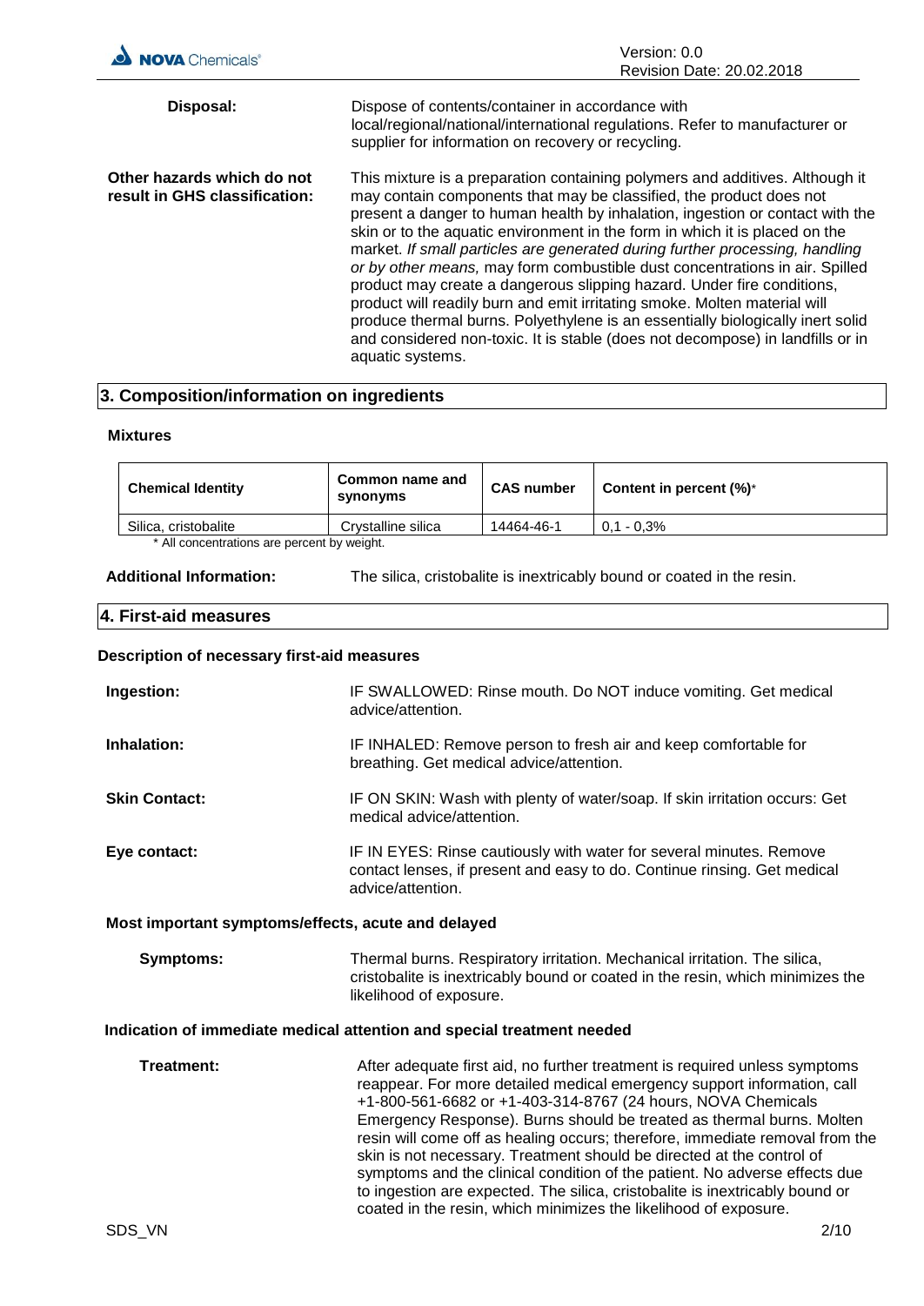**Disposal:** Dispose of contents/container in accordance with local/regional/national/international regulations. Refer to manufacturer or supplier for information on recovery or recycling.

**Other hazards which do not result in GHS classification:** This mixture is a preparation containing polymers and additives. Although it may contain components that may be classified, the product does not present a danger to human health by inhalation, ingestion or contact with the skin or to the aquatic environment in the form in which it is placed on the market. *If small particles are generated during further processing, handling or by other means,* may form combustible dust concentrations in air. Spilled product may create a dangerous slipping hazard. Under fire conditions, product will readily burn and emit irritating smoke. Molten material will produce thermal burns. Polyethylene is an essentially biologically inert solid and considered non-toxic. It is stable (does not decompose) in landfills or in aquatic systems.

## 3. Composition/information on ingredients

**Mixtures**

| Chemical Identity | Common name and synonyms | CAS number | Content in percent (%)* |
|---|---|---|---|
| Silica, cristobalite | Crystalline silica | 14464-46-1 | 0,1 - 0,3% |

\* All concentrations are percent by weight.

**Additional Information:** The silica, cristobalite is inextricably bound or coated in the resin.

## 4. First-aid measures

**Description of necessary first-aid measures**

**Ingestion:** IF SWALLOWED: Rinse mouth. Do NOT induce vomiting. Get medical advice/attention.

**Inhalation:** IF INHALED: Remove person to fresh air and keep comfortable for breathing. Get medical advice/attention.

**Skin Contact:** IF ON SKIN: Wash with plenty of water/soap. If skin irritation occurs: Get medical advice/attention.

**Eye contact:** IF IN EYES: Rinse cautiously with water for several minutes. Remove contact lenses, if present and easy to do. Continue rinsing. Get medical advice/attention.

**Most important symptoms/effects, acute and delayed**

**Symptoms:** Thermal burns. Respiratory irritation. Mechanical irritation. The silica, cristobalite is inextricably bound or coated in the resin, which minimizes the likelihood of exposure.

**Indication of immediate medical attention and special treatment needed**

**Treatment:** After adequate first aid, no further treatment is required unless symptoms reappear. For more detailed medical emergency support information, call +1-800-561-6682 or +1-403-314-8767 (24 hours, NOVA Chemicals Emergency Response). Burns should be treated as thermal burns. Molten resin will come off as healing occurs; therefore, immediate removal from the skin is not necessary. Treatment should be directed at the control of symptoms and the clinical condition of the patient. No adverse effects due to ingestion are expected. The silica, cristobalite is inextricably bound or coated in the resin, which minimizes the likelihood of exposure.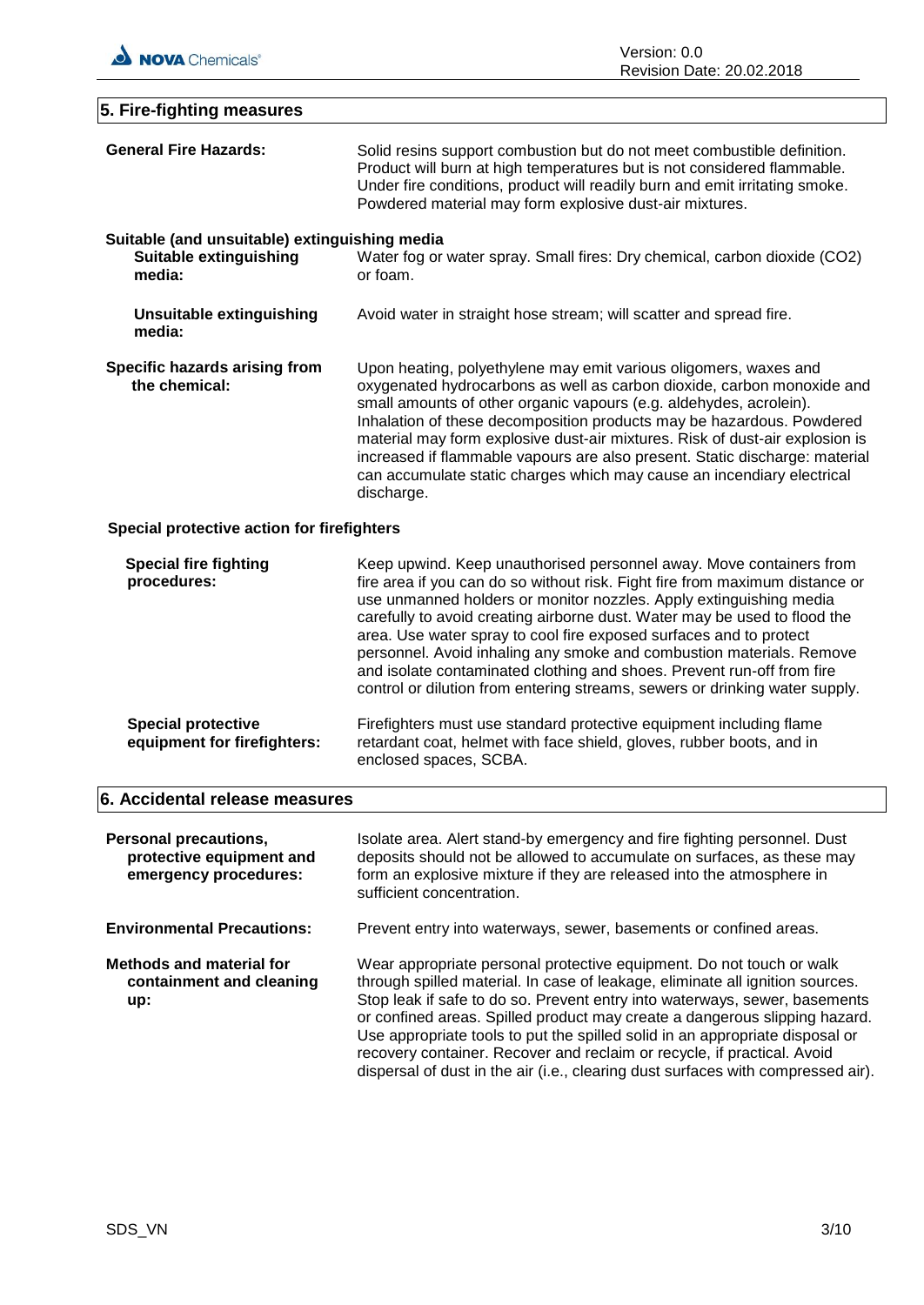## 5. Fire-fighting measures

**General Fire Hazards:** Solid resins support combustion but do not meet combustible definition. Product will burn at high temperatures but is not considered flammable. Under fire conditions, product will readily burn and emit irritating smoke. Powdered material may form explosive dust-air mixtures.

**Suitable (and unsuitable) extinguishing media**

**Suitable extinguishing media:** Water fog or water spray. Small fires: Dry chemical, carbon dioxide ($CO_2$) or foam.

**Unsuitable extinguishing media:** Avoid water in straight hose stream; will scatter and spread fire.

**Specific hazards arising from the chemical:** Upon heating, polyethylene may emit various oligomers, waxes and oxygenated hydrocarbons as well as carbon dioxide, carbon monoxide and small amounts of other organic vapours (e.g. aldehydes, acrolein). Inhalation of these decomposition products may be hazardous. Powdered material may form explosive dust-air mixtures. Risk of dust-air explosion is increased if flammable vapours are also present. Static discharge: material can accumulate static charges which may cause an incendiary electrical discharge.

**Special protective action for firefighters**

**Special fire fighting procedures:** Keep upwind. Keep unauthorised personnel away. Move containers from fire area if you can do so without risk. Fight fire from maximum distance or use unmanned holders or monitor nozzles. Apply extinguishing media carefully to avoid creating airborne dust. Water may be used to flood the area. Use water spray to cool fire exposed surfaces and to protect personnel. Avoid inhaling any smoke and combustion materials. Remove and isolate contaminated clothing and shoes. Prevent run-off from fire control or dilution from entering streams, sewers or drinking water supply.

**Special protective equipment for firefighters:** Firefighters must use standard protective equipment including flame retardant coat, helmet with face shield, gloves, rubber boots, and in enclosed spaces, SCBA.

## 6. Accidental release measures

**Personal precautions, protective equipment and emergency procedures:** Isolate area. Alert stand-by emergency and fire fighting personnel. Dust deposits should not be allowed to accumulate on surfaces, as these may form an explosive mixture if they are released into the atmosphere in sufficient concentration.

**Environmental Precautions:** Prevent entry into waterways, sewer, basements or confined areas.

**Methods and material for containment and cleaning up:** Wear appropriate personal protective equipment. Do not touch or walk through spilled material. In case of leakage, eliminate all ignition sources. Stop leak if safe to do so. Prevent entry into waterways, sewer, basements or confined areas. Spilled product may create a dangerous slipping hazard. Use appropriate tools to put the spilled solid in an appropriate disposal or recovery container. Recover and reclaim or recycle, if practical. Avoid dispersal of dust in the air (i.e., clearing dust surfaces with compressed air).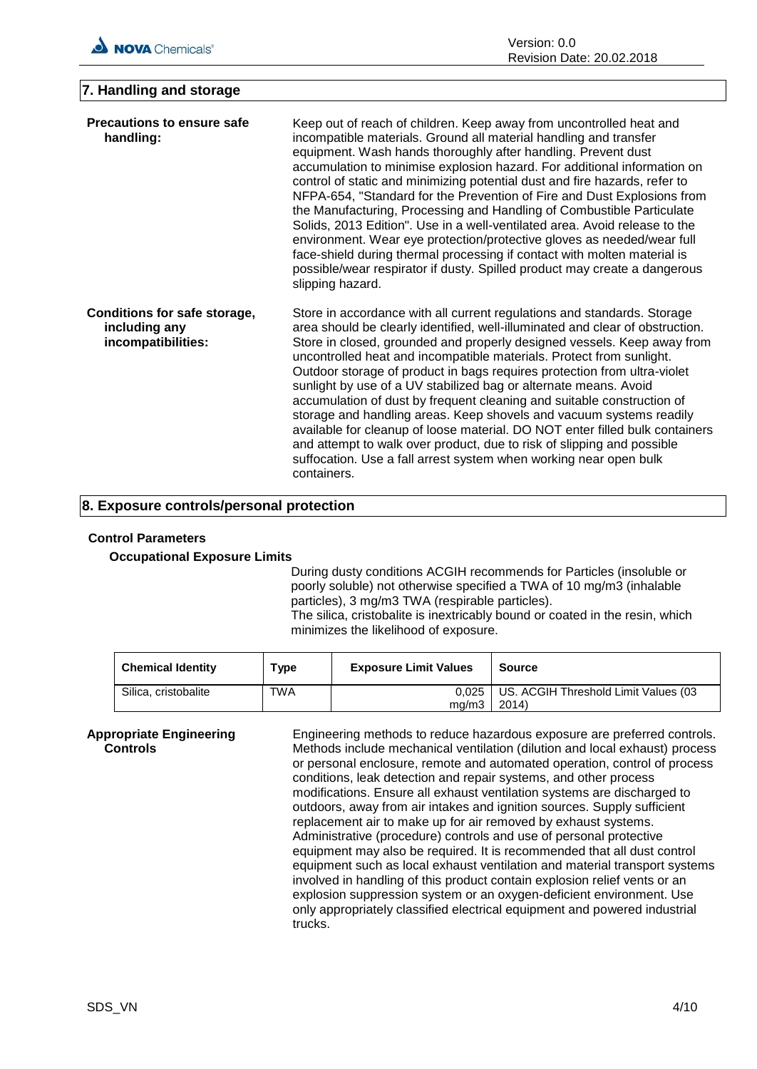## 7. Handling and storage

**Precautions to ensure safe handling:**

Keep out of reach of children. Keep away from uncontrolled heat and incompatible materials. Ground all material handling and transfer equipment. Wash hands thoroughly after handling. Prevent dust accumulation to minimise explosion hazard. For additional information on control of static and minimizing potential dust and fire hazards, refer to NFPA-654, "Standard for the Prevention of Fire and Dust Explosions from the Manufacturing, Processing and Handling of Combustible Particulate Solids, 2013 Edition". Use in a well-ventilated area. Avoid release to the environment. Wear eye protection/protective gloves as needed/wear full face-shield during thermal processing if contact with molten material is possible/wear respirator if dusty. Spilled product may create a dangerous slipping hazard.

**Conditions for safe storage, including any incompatibilities:**

Store in accordance with all current regulations and standards. Storage area should be clearly identified, well-illuminated and clear of obstruction. Store in closed, grounded and properly designed vessels. Keep away from uncontrolled heat and incompatible materials. Protect from sunlight. Outdoor storage of product in bags requires protection from ultra-violet sunlight by use of a UV stabilized bag or alternate means. Avoid accumulation of dust by frequent cleaning and suitable construction of storage and handling areas. Keep shovels and vacuum systems readily available for cleanup of loose material. DO NOT enter filled bulk containers and attempt to walk over product, due to risk of slipping and possible suffocation. Use a fall arrest system when working near open bulk containers.

## 8. Exposure controls/personal protection

### Control Parameters

**Occupational Exposure Limits**

During dusty conditions ACGIH recommends for Particles (insoluble or poorly soluble) not otherwise specified a TWA of 10 mg/m3 (inhalable particles), 3 mg/m3 TWA (respirable particles).
The silica, cristobalite is inextricably bound or coated in the resin, which minimizes the likelihood of exposure.

| Chemical Identity | Type | Exposure Limit Values | Source |
|---|---|---|---|
| Silica, cristobalite | TWA | 0,025 mg/m3 | US. ACGIH Threshold Limit Values (03 2014) |

**Appropriate Engineering Controls**

Engineering methods to reduce hazardous exposure are preferred controls. Methods include mechanical ventilation (dilution and local exhaust) process or personal enclosure, remote and automated operation, control of process conditions, leak detection and repair systems, and other process modifications. Ensure all exhaust ventilation systems are discharged to outdoors, away from air intakes and ignition sources. Supply sufficient replacement air to make up for air removed by exhaust systems. Administrative (procedure) controls and use of personal protective equipment may also be required. It is recommended that all dust control equipment such as local exhaust ventilation and material transport systems involved in handling of this product contain explosion relief vents or an explosion suppression system or an oxygen-deficient environment. Use only appropriately classified electrical equipment and powered industrial trucks.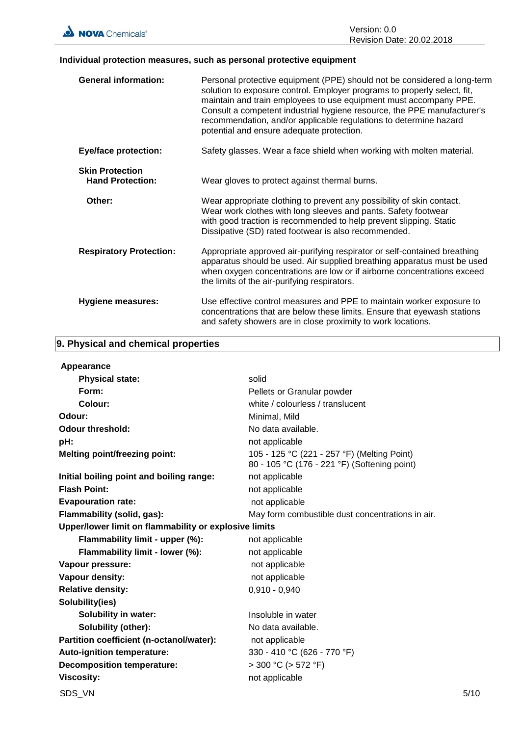### Individual protection measures, such as personal protective equipment

| | |
|---|---|
| **General information:** | Personal protective equipment (PPE) should not be considered a long-term solution to exposure control. Employer programs to properly select, fit, maintain and train employees to use equipment must accompany PPE. Consult a competent industrial hygiene resource, the PPE manufacturer's recommendation, and/or applicable regulations to determine hazard potential and ensure adequate protection. |
| **Eye/face protection:** | Safety glasses. Wear a face shield when working with molten material. |
| **Skin Protection** | |
| **Hand Protection:** | Wear gloves to protect against thermal burns. |
| **Other:** | Wear appropriate clothing to prevent any possibility of skin contact. Wear work clothes with long sleeves and pants. Safety footwear with good traction is recommended to help prevent slipping. Static Dissipative (SD) rated footwear is also recommended. |
| **Respiratory Protection:** | Appropriate approved air-purifying respirator or self-contained breathing apparatus should be used. Air supplied breathing apparatus must be used when oxygen concentrations are low or if airborne concentrations exceed the limits of the air-purifying respirators. |
| **Hygiene measures:** | Use effective control measures and PPE to maintain worker exposure to concentrations that are below these limits. Ensure that eyewash stations and safety showers are in close proximity to work locations. |

## 9. Physical and chemical properties

| | |
|---|---|
| **Appearance** | |
| **Physical state:** | solid |
| **Form:** | Pellets or Granular powder |
| **Colour:** | white / colourless / translucent |
| **Odour:** | Minimal, Mild |
| **Odour threshold:** | No data available. |
| **pH:** | not applicable |
| **Melting point/freezing point:** | 105 - 125 °C (221 - 257 °F) (Melting Point)<br>80 - 105 °C (176 - 221 °F) (Softening point) |
| **Initial boiling point and boiling range:** | not applicable |
| **Flash Point:** | not applicable |
| **Evapouration rate:** | not applicable |
| **Flammability (solid, gas):** | May form combustible dust concentrations in air. |
| **Upper/lower limit on flammability or explosive limits** | |
| **Flammability limit - upper (%):** | not applicable |
| **Flammability limit - lower (%):** | not applicable |
| **Vapour pressure:** | not applicable |
| **Vapour density:** | not applicable |
| **Relative density:** | 0,910 - 0,940 |
| **Solubility(ies)** | |
| **Solubility in water:** | Insoluble in water |
| **Solubility (other):** | No data available. |
| **Partition coefficient (n-octanol/water):** | not applicable |
| **Auto-ignition temperature:** | 330 - 410 °C (626 - 770 °F) |
| **Decomposition temperature:** | > 300 °C (> 572 °F) |
| **Viscosity:** | not applicable |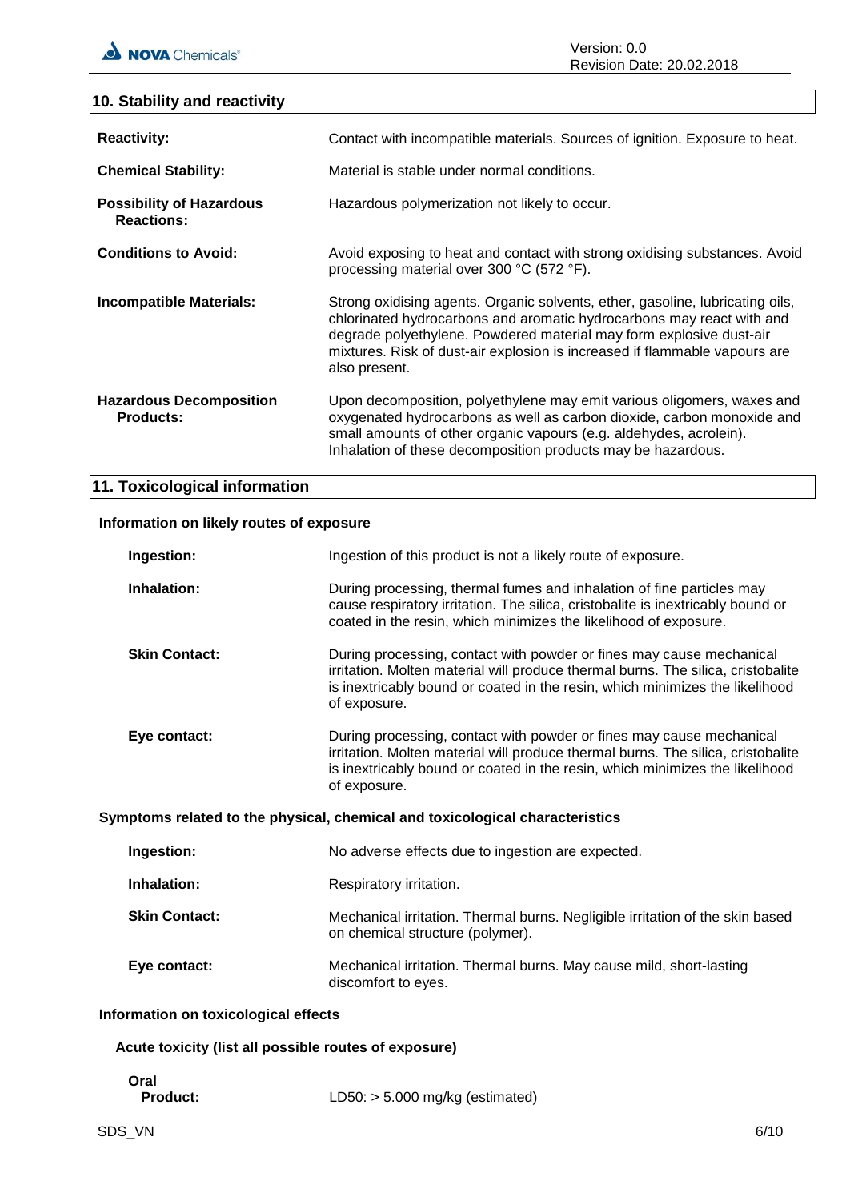## 10. Stability and reactivity

**Reactivity:** Contact with incompatible materials. Sources of ignition. Exposure to heat.

**Chemical Stability:** Material is stable under normal conditions.

**Possibility of Hazardous Reactions:** Hazardous polymerization not likely to occur.

**Conditions to Avoid:** Avoid exposing to heat and contact with strong oxidising substances. Avoid processing material over 300 °C (572 °F).

**Incompatible Materials:** Strong oxidising agents. Organic solvents, ether, gasoline, lubricating oils, chlorinated hydrocarbons and aromatic hydrocarbons may react with and degrade polyethylene. Powdered material may form explosive dust-air mixtures. Risk of dust-air explosion is increased if flammable vapours are also present.

**Hazardous Decomposition Products:** Upon decomposition, polyethylene may emit various oligomers, waxes and oxygenated hydrocarbons as well as carbon dioxide, carbon monoxide and small amounts of other organic vapours (e.g. aldehydes, acrolein). Inhalation of these decomposition products may be hazardous.

## 11. Toxicological information

### Information on likely routes of exposure

**Ingestion:** Ingestion of this product is not a likely route of exposure.

**Inhalation:** During processing, thermal fumes and inhalation of fine particles may cause respiratory irritation. The silica, cristobalite is inextricably bound or coated in the resin, which minimizes the likelihood of exposure.

**Skin Contact:** During processing, contact with powder or fines may cause mechanical irritation. Molten material will produce thermal burns. The silica, cristobalite is inextricably bound or coated in the resin, which minimizes the likelihood of exposure.

**Eye contact:** During processing, contact with powder or fines may cause mechanical irritation. Molten material will produce thermal burns. The silica, cristobalite is inextricably bound or coated in the resin, which minimizes the likelihood of exposure.

### Symptoms related to the physical, chemical and toxicological characteristics

**Ingestion:** No adverse effects due to ingestion are expected.

**Inhalation:** Respiratory irritation.

**Skin Contact:** Mechanical irritation. Thermal burns. Negligible irritation of the skin based on chemical structure (polymer).

**Eye contact:** Mechanical irritation. Thermal burns. May cause mild, short-lasting discomfort to eyes.

### Information on toxicological effects

#### Acute toxicity (list all possible routes of exposure)

**Oral**

**Product:** LD50: > 5.000 mg/kg (estimated)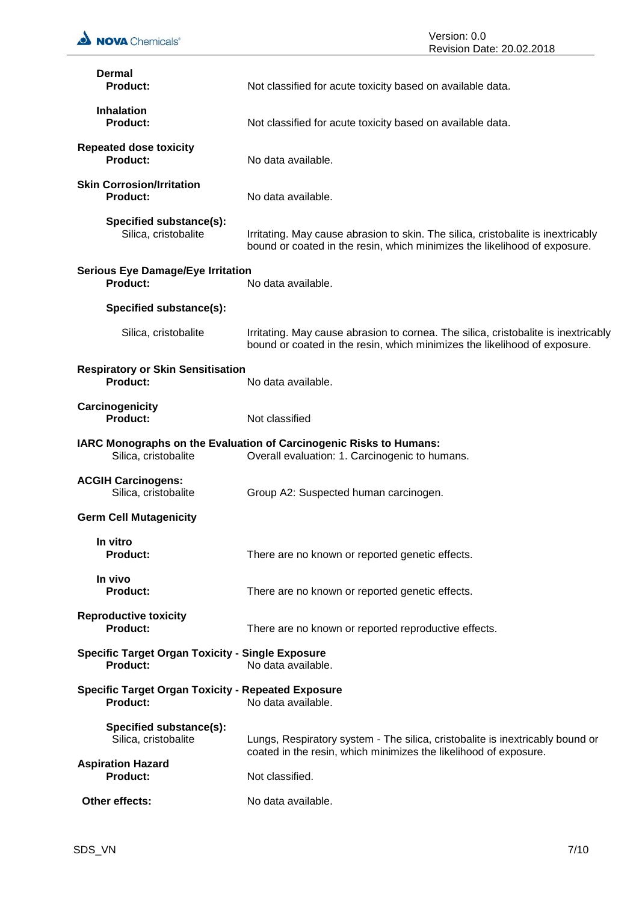**Dermal**

**Product:** Not classified for acute toxicity based on available data.

**Inhalation**

**Product:** Not classified for acute toxicity based on available data.

**Repeated dose toxicity**

**Product:** No data available.

**Skin Corrosion/Irritation**

**Product:** No data available.

**Specified substance(s):**

Silica, cristobalite: Irritating. May cause abrasion to skin. The silica, cristobalite is inextricably bound or coated in the resin, which minimizes the likelihood of exposure.

**Serious Eye Damage/Eye Irritation**

**Product:** No data available.

**Specified substance(s):**

Silica, cristobalite: Irritating. May cause abrasion to cornea. The silica, cristobalite is inextricably bound or coated in the resin, which minimizes the likelihood of exposure.

**Respiratory or Skin Sensitisation**

**Product:** No data available.

**Carcinogenicity**

**Product:** Not classified

**IARC Monographs on the Evaluation of Carcinogenic Risks to Humans:**

Silica, cristobalite: Overall evaluation: 1. Carcinogenic to humans.

**ACGIH Carcinogens:**

Silica, cristobalite: Group A2: Suspected human carcinogen.

**Germ Cell Mutagenicity**

**In vitro**

**Product:** There are no known or reported genetic effects.

**In vivo**

**Product:** There are no known or reported genetic effects.

**Reproductive toxicity**

**Product:** There are no known or reported reproductive effects.

**Specific Target Organ Toxicity - Single Exposure**

**Product:** No data available.

**Specific Target Organ Toxicity - Repeated Exposure**

**Product:** No data available.

**Specified substance(s):**

Silica, cristobalite: Lungs, Respiratory system - The silica, cristobalite is inextricably bound or coated in the resin, which minimizes the likelihood of exposure.

**Aspiration Hazard**

**Product:** Not classified.

**Other effects:** No data available.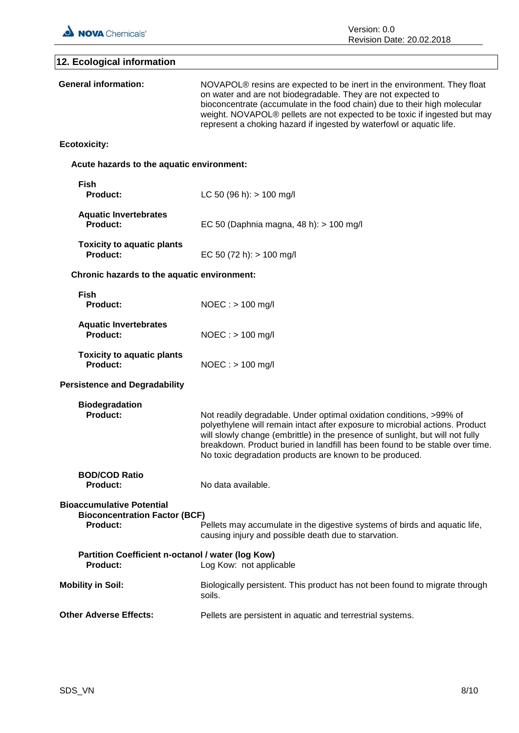## 12. Ecological information

**General information:** NOVAPOL® resins are expected to be inert in the environment. They float on water and are not biodegradable. They are not expected to bioconcentrate (accumulate in the food chain) due to their high molecular weight. NOVAPOL® pellets are not expected to be toxic if ingested but may represent a choking hazard if ingested by waterfowl or aquatic life.

**Ecotoxicity:**

**Acute hazards to the aquatic environment:**

**Fish**
**Product:** LC 50 (96 h): > 100 mg/l

**Aquatic Invertebrates**
**Product:** EC 50 (Daphnia magna, 48 h): > 100 mg/l

**Toxicity to aquatic plants**
**Product:** EC 50 (72 h): > 100 mg/l

**Chronic hazards to the aquatic environment:**

**Fish**
**Product:** NOEC : > 100 mg/l

**Aquatic Invertebrates**
**Product:** NOEC : > 100 mg/l

**Toxicity to aquatic plants**
**Product:** NOEC : > 100 mg/l

**Persistence and Degradability**

**Biodegradation**
**Product:** Not readily degradable. Under optimal oxidation conditions, >99% of polyethylene will remain intact after exposure to microbial actions. Product will slowly change (embrittle) in the presence of sunlight, but will not fully breakdown. Product buried in landfill has been found to be stable over time. No toxic degradation products are known to be produced.

**BOD/COD Ratio**
**Product:** No data available.

**Bioaccumulative Potential**
**Bioconcentration Factor (BCF)**
**Product:** Pellets may accumulate in the digestive systems of birds and aquatic life, causing injury and possible death due to starvation.

**Partition Coefficient n-octanol / water (log Kow)**
**Product:** Log Kow: not applicable

**Mobility in Soil:** Biologically persistent. This product has not been found to migrate through soils.

**Other Adverse Effects:** Pellets are persistent in aquatic and terrestrial systems.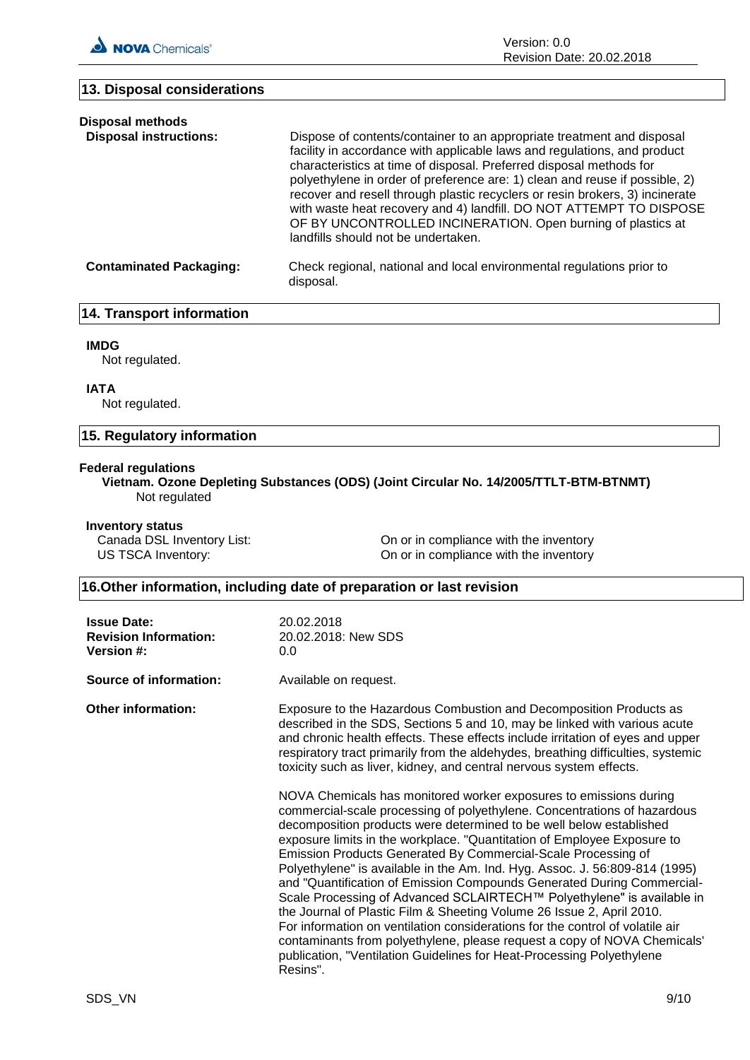## 13. Disposal considerations

**Disposal methods**

**Disposal instructions:** Dispose of contents/container to an appropriate treatment and disposal facility in accordance with applicable laws and regulations, and product characteristics at time of disposal. Preferred disposal methods for polyethylene in order of preference are: 1) clean and reuse if possible, 2) recover and resell through plastic recyclers or resin brokers, 3) incinerate with waste heat recovery and 4) landfill. DO NOT ATTEMPT TO DISPOSE OF BY UNCONTROLLED INCINERATION. Open burning of plastics at landfills should not be undertaken.

**Contaminated Packaging:** Check regional, national and local environmental regulations prior to disposal.

## 14. Transport information

**IMDG**

Not regulated.

**IATA**

Not regulated.

## 15. Regulatory information

**Federal regulations**

**Vietnam. Ozone Depleting Substances (ODS) (Joint Circular No. 14/2005/TTLT-BTM-BTNMT)**

Not regulated

**Inventory status**

| | |
|---|---|
| Canada DSL Inventory List: | On or in compliance with the inventory |
| US TSCA Inventory: | On or in compliance with the inventory |

## 16.Other information, including date of preparation or last revision

**Issue Date:** 20.02.2018
**Revision Information:** 20.02.2018: New SDS
**Version #:** 0.0

**Source of information:** Available on request.

**Other information:** Exposure to the Hazardous Combustion and Decomposition Products as described in the SDS, Sections 5 and 10, may be linked with various acute and chronic health effects. These effects include irritation of eyes and upper respiratory tract primarily from the aldehydes, breathing difficulties, systemic toxicity such as liver, kidney, and central nervous system effects.

NOVA Chemicals has monitored worker exposures to emissions during commercial-scale processing of polyethylene. Concentrations of hazardous decomposition products were determined to be well below established exposure limits in the workplace. "Quantitation of Employee Exposure to Emission Products Generated By Commercial-Scale Processing of Polyethylene" is available in the Am. Ind. Hyg. Assoc. J. 56:809-814 (1995) and "Quantification of Emission Compounds Generated During Commercial-Scale Processing of Advanced SCLAIRTECH™ Polyethylene" is available in the Journal of Plastic Film & Sheeting Volume 26 Issue 2, April 2010. For information on ventilation considerations for the control of volatile air contaminants from polyethylene, please request a copy of NOVA Chemicals' publication, "Ventilation Guidelines for Heat-Processing Polyethylene Resins".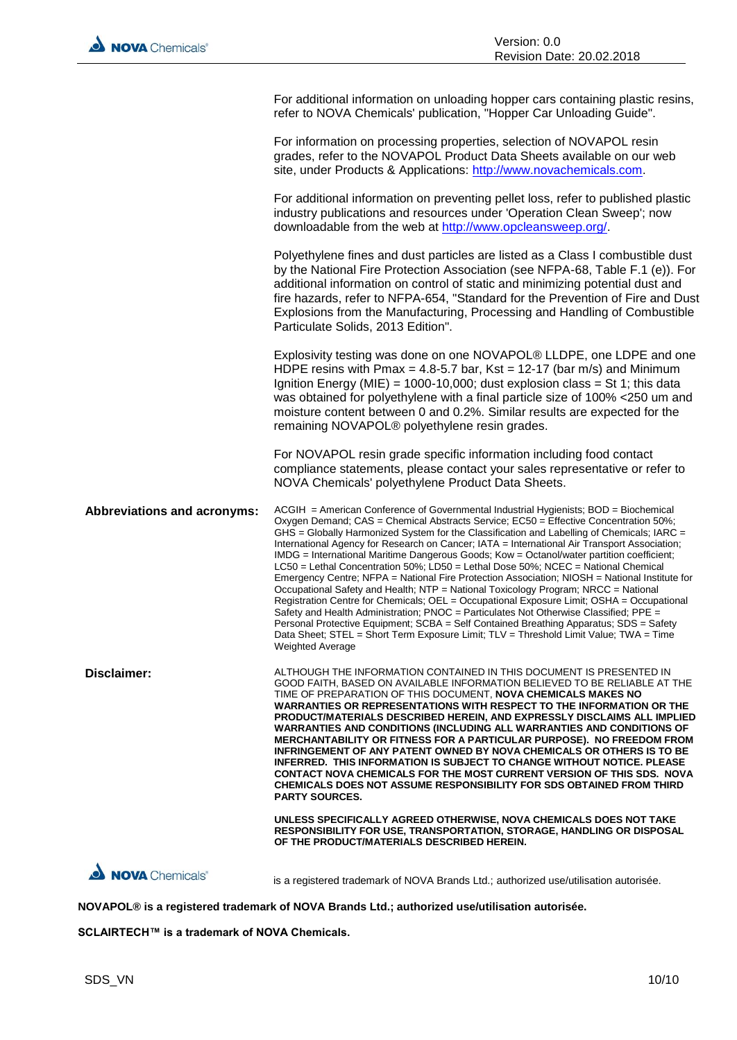For additional information on unloading hopper cars containing plastic resins, refer to NOVA Chemicals' publication, "Hopper Car Unloading Guide".

For information on processing properties, selection of NOVAPOL resin grades, refer to the NOVAPOL Product Data Sheets available on our web site, under Products & Applications: http://www.novachemicals.com.

For additional information on preventing pellet loss, refer to published plastic industry publications and resources under 'Operation Clean Sweep'; now downloadable from the web at http://www.opcleansweep.org/.

Polyethylene fines and dust particles are listed as a Class I combustible dust by the National Fire Protection Association (see NFPA-68, Table F.1 (e)). For additional information on control of static and minimizing potential dust and fire hazards, refer to NFPA-654, "Standard for the Prevention of Fire and Dust Explosions from the Manufacturing, Processing and Handling of Combustible Particulate Solids, 2013 Edition".

Explosivity testing was done on one NOVAPOL® LLDPE, one LDPE and one HDPE resins with Pmax = 4.8-5.7 bar, Kst = 12-17 (bar m/s) and Minimum Ignition Energy (MIE) = 1000-10,000; dust explosion class = St 1; this data was obtained for polyethylene with a final particle size of 100% <250 um and moisture content between 0 and 0.2%. Similar results are expected for the remaining NOVAPOL® polyethylene resin grades.

For NOVAPOL resin grade specific information including food contact compliance statements, please contact your sales representative or refer to NOVA Chemicals' polyethylene Product Data Sheets.

**Abbreviations and acronyms:**

ACGIH = American Conference of Governmental Industrial Hygienists; BOD = Biochemical Oxygen Demand; CAS = Chemical Abstracts Service; EC50 = Effective Concentration 50%; GHS = Globally Harmonized System for the Classification and Labelling of Chemicals; IARC = International Agency for Research on Cancer; IATA = International Air Transport Association; IMDG = International Maritime Dangerous Goods; Kow = Octanol/water partition coefficient; LC50 = Lethal Concentration 50%; LD50 = Lethal Dose 50%; NCEC = National Chemical Emergency Centre; NFPA = National Fire Protection Association; NIOSH = National Institute for Occupational Safety and Health; NTP = National Toxicology Program; NRCC = National Registration Centre for Chemicals; OEL = Occupational Exposure Limit; OSHA = Occupational Safety and Health Administration; PNOC = Particulates Not Otherwise Classified; PPE = Personal Protective Equipment; SCBA = Self Contained Breathing Apparatus; SDS = Safety Data Sheet; STEL = Short Term Exposure Limit; TLV = Threshold Limit Value; TWA = Time Weighted Average

**Disclaimer:**

ALTHOUGH THE INFORMATION CONTAINED IN THIS DOCUMENT IS PRESENTED IN GOOD FAITH, BASED ON AVAILABLE INFORMATION BELIEVED TO BE RELIABLE AT THE TIME OF PREPARATION OF THIS DOCUMENT, **NOVA CHEMICALS MAKES NO WARRANTIES OR REPRESENTATIONS WITH RESPECT TO THE INFORMATION OR THE PRODUCT/MATERIALS DESCRIBED HEREIN, AND EXPRESSLY DISCLAIMS ALL IMPLIED WARRANTIES AND CONDITIONS (INCLUDING ALL WARRANTIES AND CONDITIONS OF MERCHANTABILITY OR FITNESS FOR A PARTICULAR PURPOSE). NO FREEDOM FROM INFRINGEMENT OF ANY PATENT OWNED BY NOVA CHEMICALS OR OTHERS IS TO BE INFERRED. THIS INFORMATION IS SUBJECT TO CHANGE WITHOUT NOTICE. PLEASE CONTACT NOVA CHEMICALS FOR THE MOST CURRENT VERSION OF THIS SDS. NOVA CHEMICALS DOES NOT ASSUME RESPONSIBILITY FOR SDS OBTAINED FROM THIRD PARTY SOURCES.**

**UNLESS SPECIFICALLY AGREED OTHERWISE, NOVA CHEMICALS DOES NOT TAKE RESPONSIBILITY FOR USE, TRANSPORTATION, STORAGE, HANDLING OR DISPOSAL OF THE PRODUCT/MATERIALS DESCRIBED HEREIN.**

NOVA Chemicals® is a registered trademark of NOVA Brands Ltd.; authorized use/utilisation autorisée.

**NOVAPOL® is a registered trademark of NOVA Brands Ltd.; authorized use/utilisation autorisée.**

**SCLAIRTECH™ is a trademark of NOVA Chemicals.**